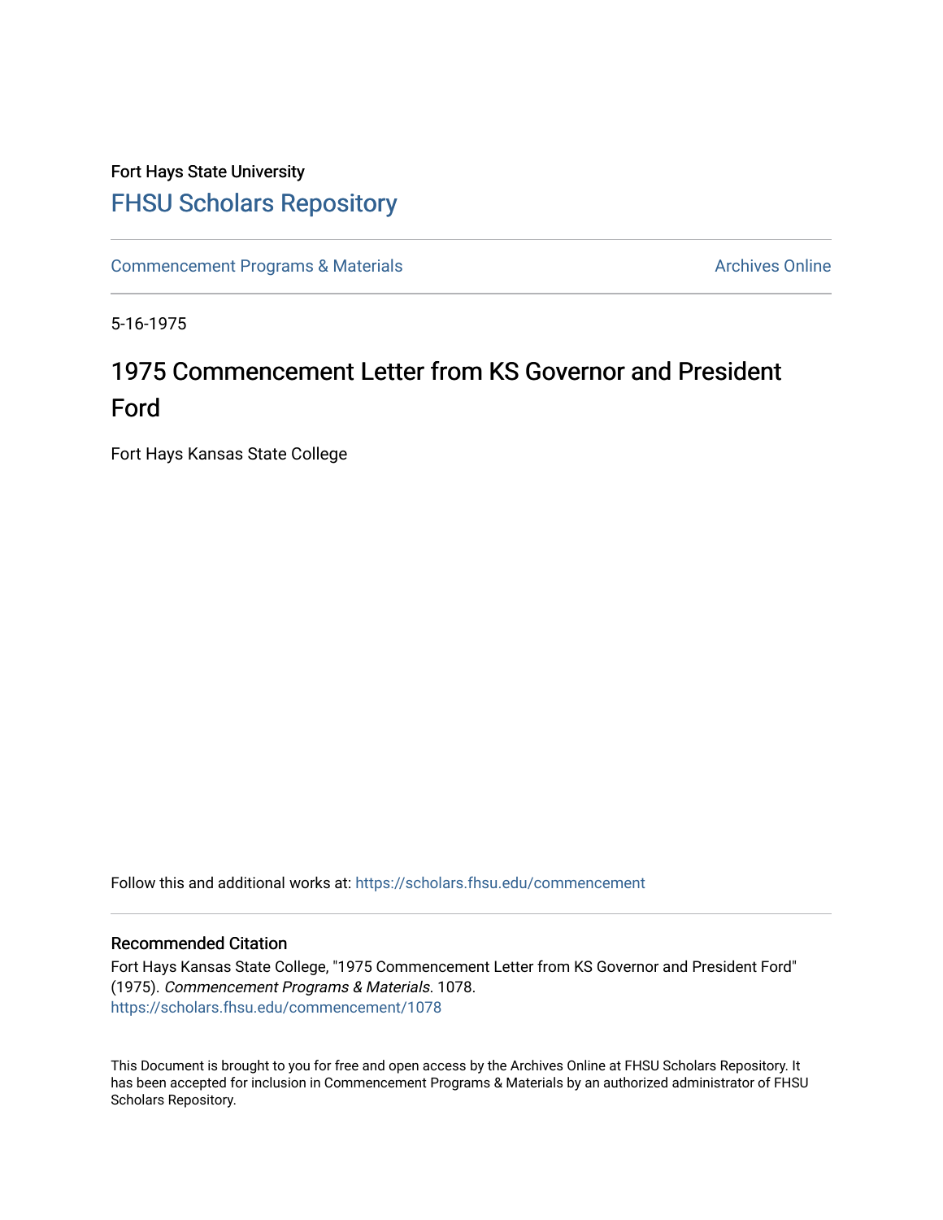Fort Hays State University

# FHSU Scholars Repository

Commencement Programs & Materials

Archives Online

5-16-1975

## 1975 Commencement Letter from KS Governor and President Ford

Fort Hays Kansas State College

Follow this and additional works at: https://scholars.fhsu.edu/commencement

### Recommended Citation

Fort Hays Kansas State College, "1975 Commencement Letter from KS Governor and President Ford" (1975). *Commencement Programs & Materials*. 1078.
https://scholars.fhsu.edu/commencement/1078

This Document is brought to you for free and open access by the Archives Online at FHSU Scholars Repository. It has been accepted for inclusion in Commencement Programs & Materials by an authorized administrator of FHSU Scholars Repository.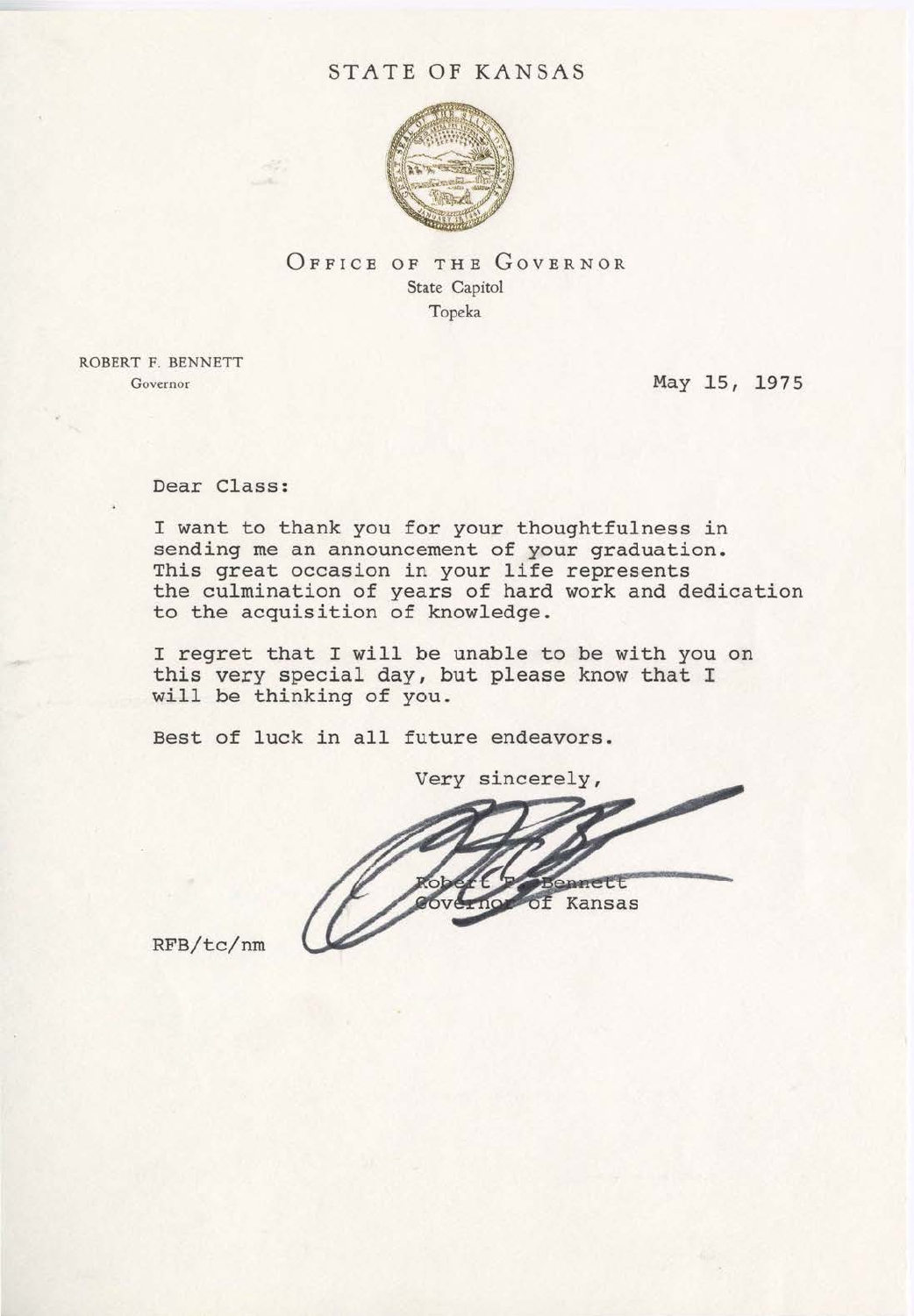STATE OF KANSAS

OFFICE OF THE GOVERNOR
State Capitol
Topeka

ROBERT F. BENNETT
Governor

May 15, 1975

Dear Class:

I want to thank you for your thoughtfulness in sending me an announcement of your graduation. This great occasion in your life represents the culmination of years of hard work and dedication to the acquisition of knowledge.

I regret that I will be unable to be with you on this very special day, but please know that I will be thinking of you.

Best of luck in all future endeavors.

Very sincerely,

Robert F. Bennett
Governor of Kansas

RFB/tc/nm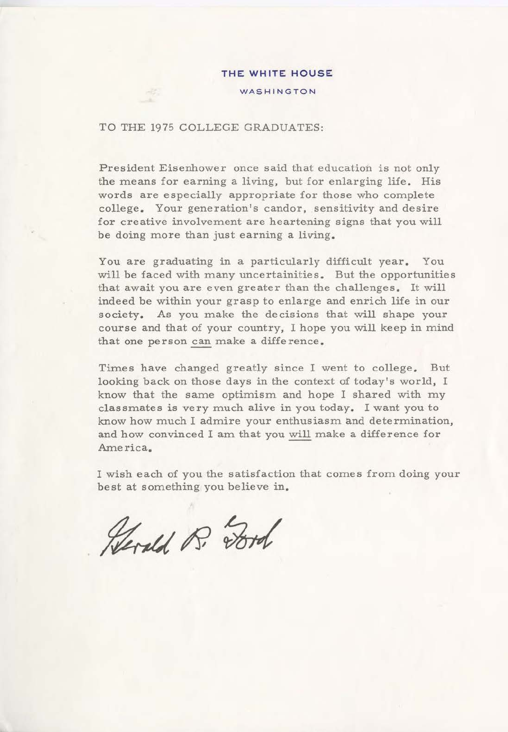THE WHITE HOUSE

WASHINGTON

TO THE 1975 COLLEGE GRADUATES:

President Eisenhower once said that education is not only the means for earning a living, but for enlarging life. His words are especially appropriate for those who complete college. Your generation's candor, sensitivity and desire for creative involvement are heartening signs that you will be doing more than just earning a living.

You are graduating in a particularly difficult year. You will be faced with many uncertainities. But the opportunities that await you are even greater than the challenges. It will indeed be within your grasp to enlarge and enrich life in our society. As you make the decisions that will shape your course and that of your country, I hope you will keep in mind that one person <u>can</u> make a difference.

Times have changed greatly since I went to college. But looking back on those days in the context of today's world, I know that the same optimism and hope I shared with my classmates is very much alive in you today. I want you to know how much I admire your enthusiasm and determination, and how convinced I am that you <u>will</u> make a difference for America.

I wish each of you the satisfaction that comes from doing your best at something you believe in.

Gerald R. Ford